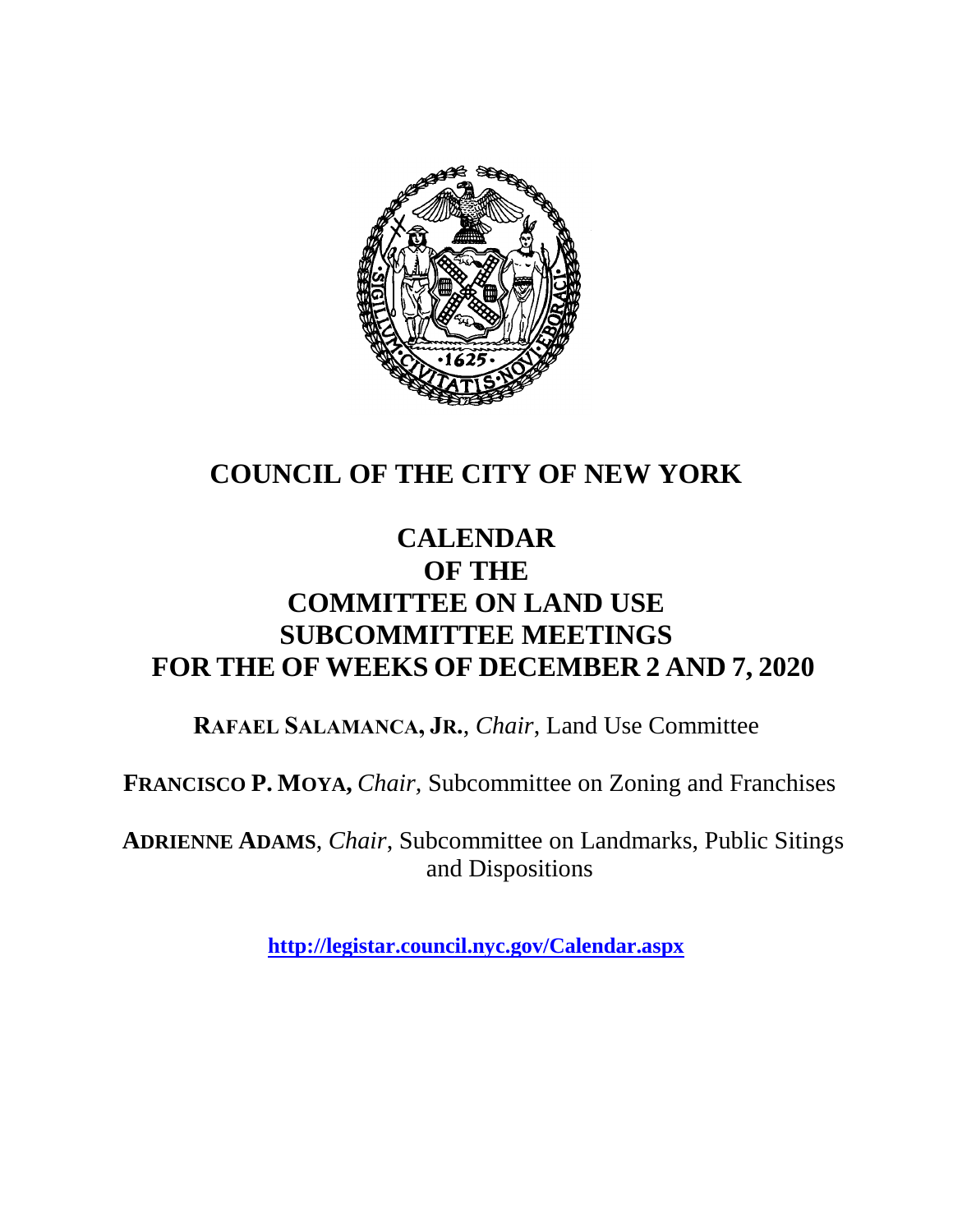# COUNCIL OF THE CITY OF NEW YORK

## CALENDAR
## OF THE
## COMMITTEE ON LAND USE
## SUBCOMMITTEE MEETINGS
## FOR THE OF WEEKS OF DECEMBER 2 AND 7, 2020

**RAFAEL SALAMANCA, JR.**, *Chair*, Land Use Committee

**FRANCISCO P. MOYA,** *Chair,* Subcommittee on Zoning and Franchises

**ADRIENNE ADAMS**, *Chair*, Subcommittee on Landmarks, Public Sitings and Dispositions

**http://legistar.council.nyc.gov/Calendar.aspx**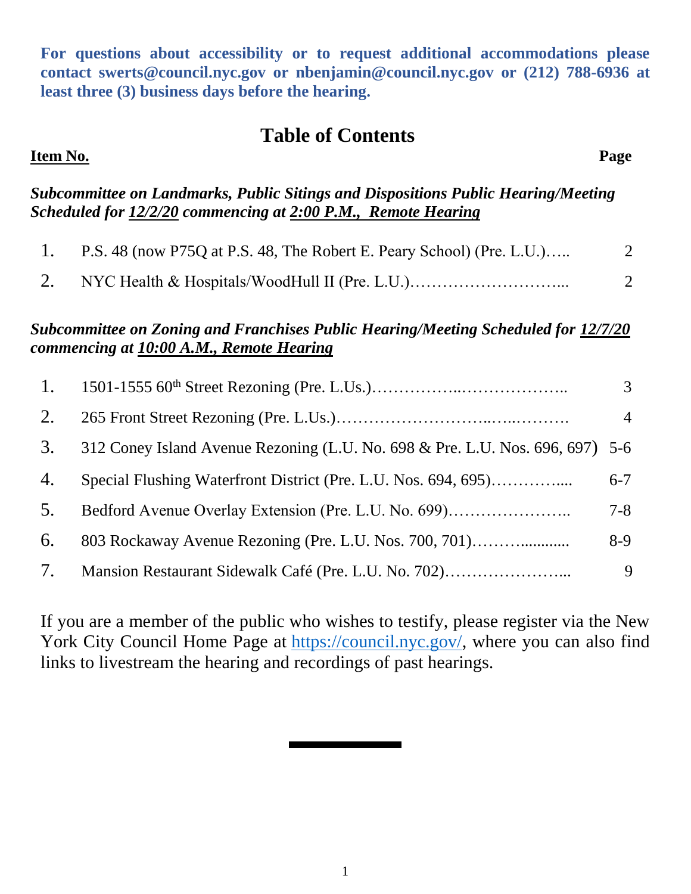**For questions about accessibility or to request additional accommodations please contact swerts@council.nyc.gov or nbenjamin@council.nyc.gov or (212) 788-6936 at least three (3) business days before the hearing.**

# Table of Contents

**Item No.** **Page**

***Subcommittee on Landmarks, Public Sitings and Dispositions Public Hearing/Meeting Scheduled for 12/2/20 commencing at 2:00 P.M., Remote Hearing***

| Item No. | | Page |
|---|---|---|
| 1. | P.S. 48 (now P75Q at P.S. 48, The Robert E. Peary School) (Pre. L.U.)….. | 2 |
| 2. | NYC Health & Hospitals/WoodHull II (Pre. L.U.)………………………... | 2 |

***Subcommittee on Zoning and Franchises Public Hearing/Meeting Scheduled for 12/7/20 commencing at 10:00 A.M., Remote Hearing***

| Item No. | | Page |
|---|---|---|
| 1. | 1501-1555 60th Street Rezoning (Pre. L.Us.)……………..……………….. | 3 |
| 2. | 265 Front Street Rezoning (Pre. L.Us.)………………………..…..………. | 4 |
| 3. | 312 Coney Island Avenue Rezoning (L.U. No. 698 & Pre. L.U. Nos. 696, 697) | 5-6 |
| 4. | Special Flushing Waterfront District (Pre. L.U. Nos. 694, 695)………….... | 6-7 |
| 5. | Bedford Avenue Overlay Extension (Pre. L.U. No. 699)………………….. | 7-8 |
| 6. | 803 Rockaway Avenue Rezoning (Pre. L.U. Nos. 700, 701)……….......... | 8-9 |
| 7. | Mansion Restaurant Sidewalk Café (Pre. L.U. No. 702)…………………... | 9 |

If you are a member of the public who wishes to testify, please register via the New York City Council Home Page at https://council.nyc.gov/, where you can also find links to livestream the hearing and recordings of past hearings.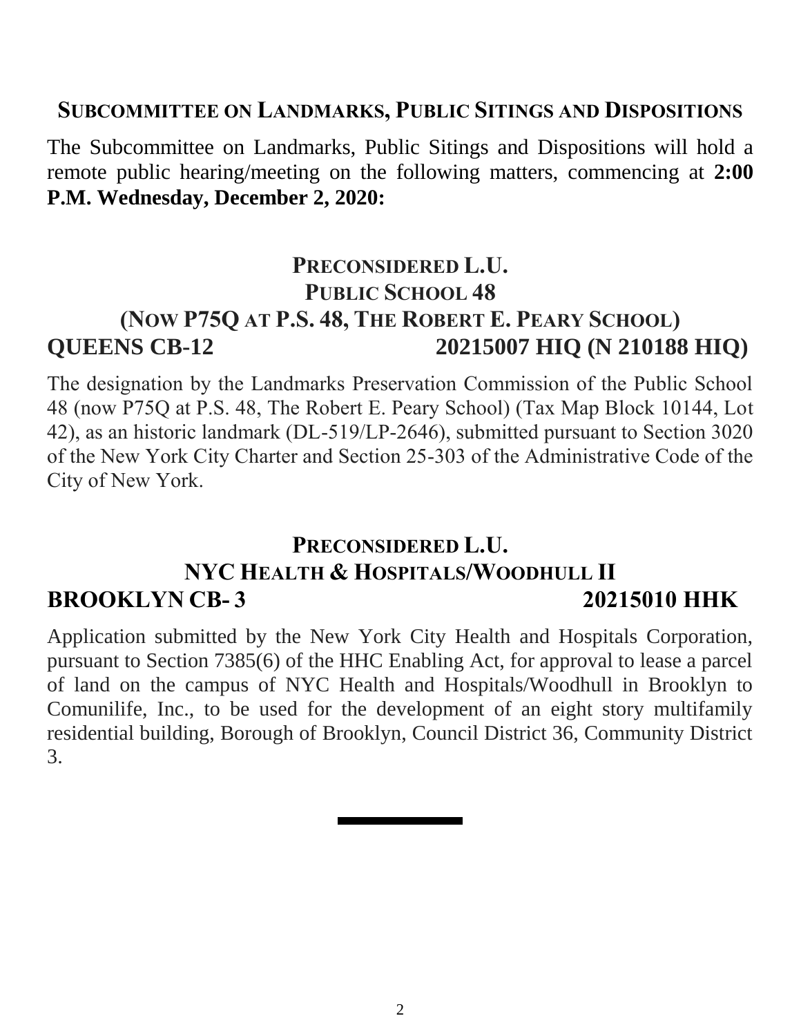## SUBCOMMITTEE ON LANDMARKS, PUBLIC SITINGS AND DISPOSITIONS

The Subcommittee on Landmarks, Public Sitings and Dispositions will hold a remote public hearing/meeting on the following matters, commencing at **2:00 P.M. Wednesday, December 2, 2020:**

### PRECONSIDERED L.U.
### PUBLIC SCHOOL 48
### (NOW P75Q AT P.S. 48, THE ROBERT E. PEARY SCHOOL)
### QUEENS CB-12 20215007 HIQ (N 210188 HIQ)

The designation by the Landmarks Preservation Commission of the Public School 48 (now P75Q at P.S. 48, The Robert E. Peary School) (Tax Map Block 10144, Lot 42), as an historic landmark (DL-519/LP-2646), submitted pursuant to Section 3020 of the New York City Charter and Section 25-303 of the Administrative Code of the City of New York.

### PRECONSIDERED L.U.
### NYC HEALTH & HOSPITALS/WOODHULL II
### BROOKLYN CB- 3 20215010 HHK

Application submitted by the New York City Health and Hospitals Corporation, pursuant to Section 7385(6) of the HHC Enabling Act, for approval to lease a parcel of land on the campus of NYC Health and Hospitals/Woodhull in Brooklyn to Comunilife, Inc., to be used for the development of an eight story multifamily residential building, Borough of Brooklyn, Council District 36, Community District 3.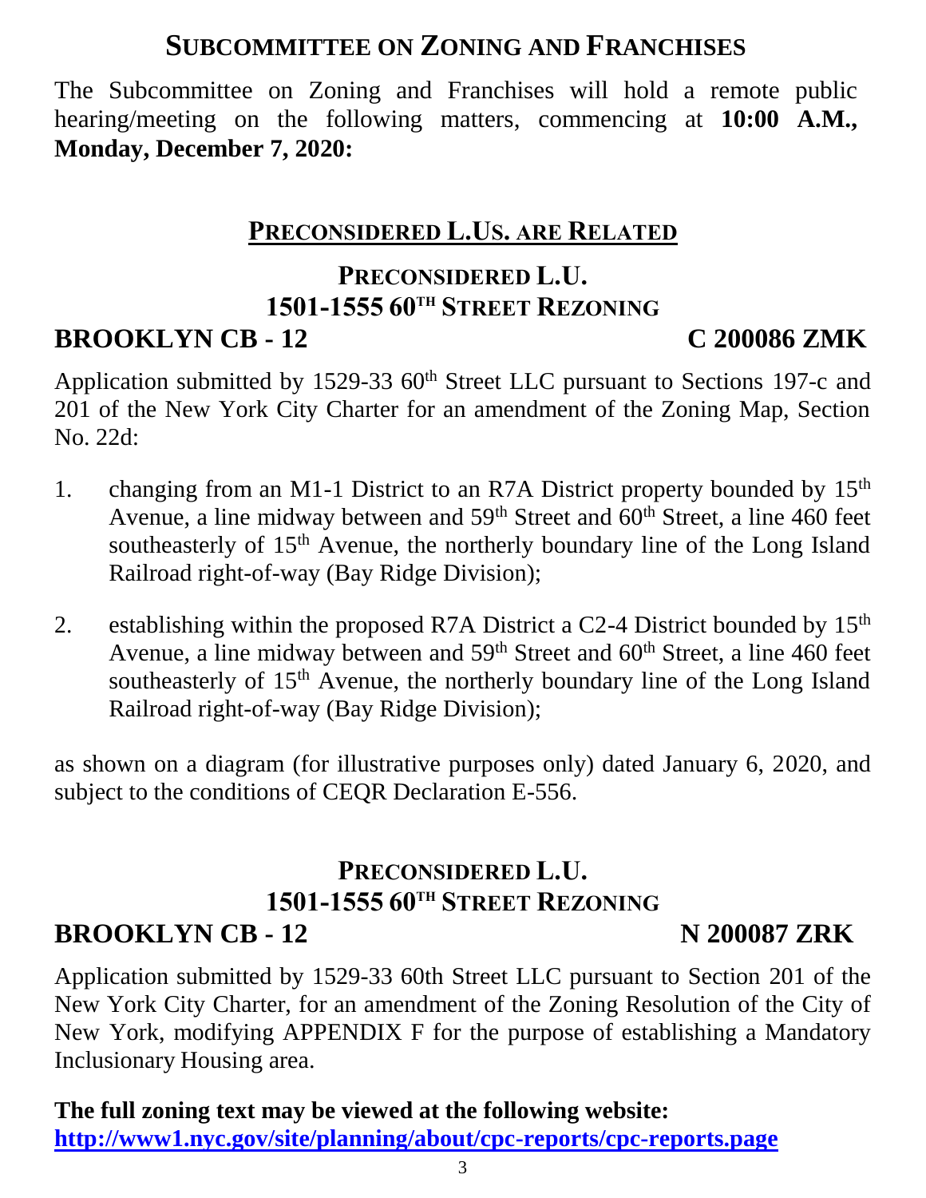# SUBCOMMITTEE ON ZONING AND FRANCHISES

The Subcommittee on Zoning and Franchises will hold a remote public hearing/meeting on the following matters, commencing at **10:00 A.M., Monday, December 7, 2020:**

## PRECONSIDERED L.US. ARE RELATED

### PRECONSIDERED L.U.
### 1501-1555 60TH STREET REZONING
### BROOKLYN CB - 12 C 200086 ZMK

Application submitted by 1529-33 60th Street LLC pursuant to Sections 197-c and 201 of the New York City Charter for an amendment of the Zoning Map, Section No. 22d:

1. changing from an M1-1 District to an R7A District property bounded by 15th Avenue, a line midway between and 59th Street and 60th Street, a line 460 feet southeasterly of 15th Avenue, the northerly boundary line of the Long Island Railroad right-of-way (Bay Ridge Division);

2. establishing within the proposed R7A District a C2-4 District bounded by 15th Avenue, a line midway between and 59th Street and 60th Street, a line 460 feet southeasterly of 15th Avenue, the northerly boundary line of the Long Island Railroad right-of-way (Bay Ridge Division);

as shown on a diagram (for illustrative purposes only) dated January 6, 2020, and subject to the conditions of CEQR Declaration E-556.

### PRECONSIDERED L.U.
### 1501-1555 60TH STREET REZONING
### BROOKLYN CB - 12 N 200087 ZRK

Application submitted by 1529-33 60th Street LLC pursuant to Section 201 of the New York City Charter, for an amendment of the Zoning Resolution of the City of New York, modifying APPENDIX F for the purpose of establishing a Mandatory Inclusionary Housing area.

**The full zoning text may be viewed at the following website:**
**http://www1.nyc.gov/site/planning/about/cpc-reports/cpc-reports.page**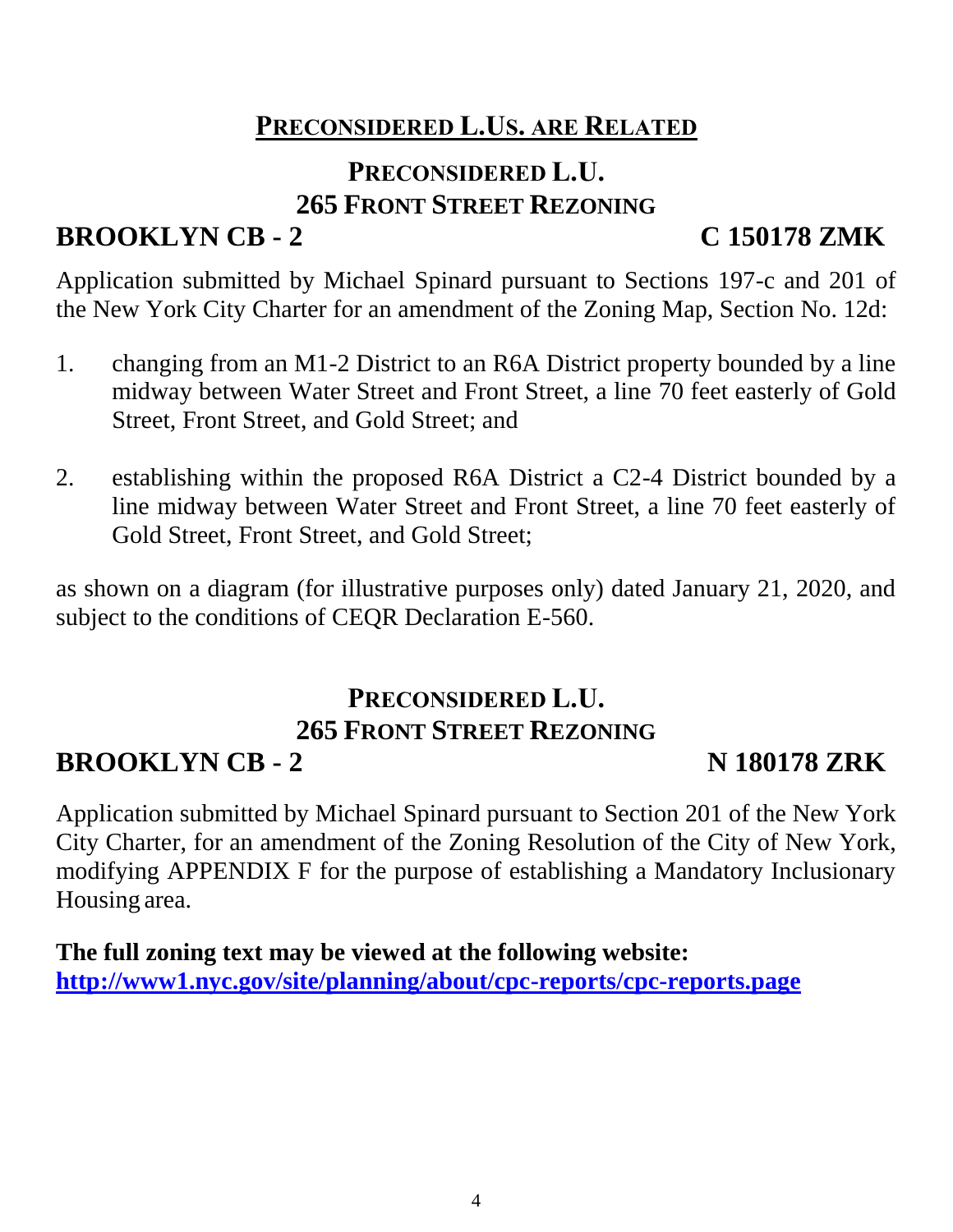## PRECONSIDERED L.US. ARE RELATED

### PRECONSIDERED L.U.
### 265 FRONT STREET REZONING

**BROOKLYN CB - 2** **C 150178 ZMK**

Application submitted by Michael Spinard pursuant to Sections 197-c and 201 of the New York City Charter for an amendment of the Zoning Map, Section No. 12d:

1. changing from an M1-2 District to an R6A District property bounded by a line midway between Water Street and Front Street, a line 70 feet easterly of Gold Street, Front Street, and Gold Street; and

2. establishing within the proposed R6A District a C2-4 District bounded by a line midway between Water Street and Front Street, a line 70 feet easterly of Gold Street, Front Street, and Gold Street;

as shown on a diagram (for illustrative purposes only) dated January 21, 2020, and subject to the conditions of CEQR Declaration E-560.

### PRECONSIDERED L.U.
### 265 FRONT STREET REZONING

**BROOKLYN CB - 2** **N 180178 ZRK**

Application submitted by Michael Spinard pursuant to Section 201 of the New York City Charter, for an amendment of the Zoning Resolution of the City of New York, modifying APPENDIX F for the purpose of establishing a Mandatory Inclusionary Housing area.

**The full zoning text may be viewed at the following website:**
**http://www1.nyc.gov/site/planning/about/cpc-reports/cpc-reports.page**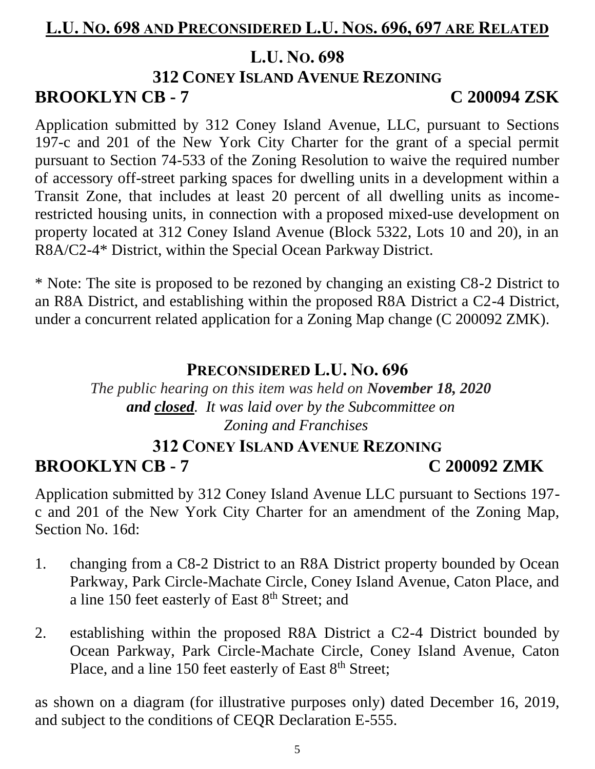## L.U. No. 698 and Preconsidered L.U. Nos. 696, 697 are Related

## L.U. No. 698
## 312 Coney Island Avenue Rezoning
**BROOKLYN CB - 7** **C 200094 ZSK**

Application submitted by 312 Coney Island Avenue, LLC, pursuant to Sections 197-c and 201 of the New York City Charter for the grant of a special permit pursuant to Section 74-533 of the Zoning Resolution to waive the required number of accessory off-street parking spaces for dwelling units in a development within a Transit Zone, that includes at least 20 percent of all dwelling units as income-restricted housing units, in connection with a proposed mixed-use development on property located at 312 Coney Island Avenue (Block 5322, Lots 10 and 20), in an R8A/C2-4* District, within the Special Ocean Parkway District.

* Note: The site is proposed to be rezoned by changing an existing C8-2 District to an R8A District, and establishing within the proposed R8A District a C2-4 District, under a concurrent related application for a Zoning Map change (C 200092 ZMK).

## Preconsidered L.U. No. 696

*The public hearing on this item was held on* ***November 18, 2020 and closed****. It was laid over by the Subcommittee on Zoning and Franchises*

## 312 Coney Island Avenue Rezoning
**BROOKLYN CB - 7** **C 200092 ZMK**

Application submitted by 312 Coney Island Avenue LLC pursuant to Sections 197-c and 201 of the New York City Charter for an amendment of the Zoning Map, Section No. 16d:

1. changing from a C8-2 District to an R8A District property bounded by Ocean Parkway, Park Circle-Machate Circle, Coney Island Avenue, Caton Place, and a line 150 feet easterly of East 8th Street; and

2. establishing within the proposed R8A District a C2-4 District bounded by Ocean Parkway, Park Circle-Machate Circle, Coney Island Avenue, Caton Place, and a line 150 feet easterly of East 8th Street;

as shown on a diagram (for illustrative purposes only) dated December 16, 2019, and subject to the conditions of CEQR Declaration E-555.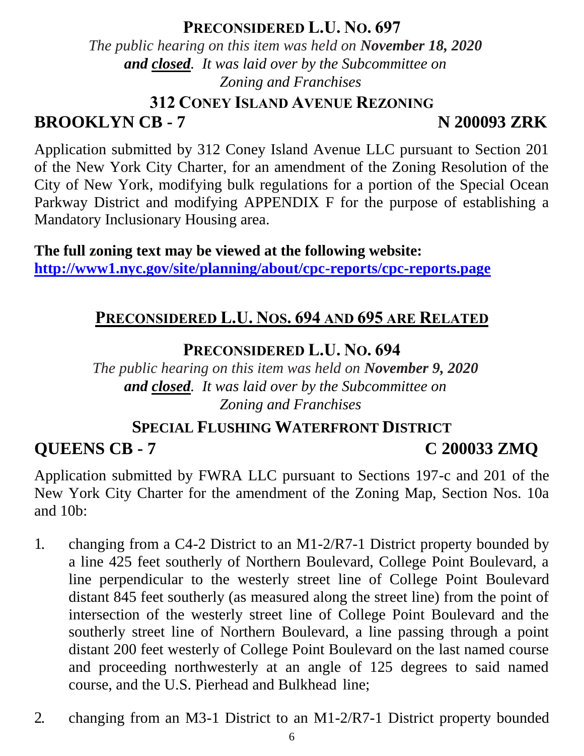## PRECONSIDERED L.U. NO. 697

*The public hearing on this item was held on **November 18, 2020** **and closed**. It was laid over by the Subcommittee on Zoning and Franchises*

### 312 CONEY ISLAND AVENUE REZONING

**BROOKLYN CB - 7** **N 200093 ZRK**

Application submitted by 312 Coney Island Avenue LLC pursuant to Section 201 of the New York City Charter, for an amendment of the Zoning Resolution of the City of New York, modifying bulk regulations for a portion of the Special Ocean Parkway District and modifying APPENDIX F for the purpose of establishing a Mandatory Inclusionary Housing area.

**The full zoning text may be viewed at the following website:**
**http://www1.nyc.gov/site/planning/about/cpc-reports/cpc-reports.page**

## PRECONSIDERED L.U. NOS. 694 AND 695 ARE RELATED

## PRECONSIDERED L.U. NO. 694

*The public hearing on this item was held on **November 9, 2020** **and closed**. It was laid over by the Subcommittee on Zoning and Franchises*

### SPECIAL FLUSHING WATERFRONT DISTRICT

**QUEENS CB - 7** **C 200033 ZMQ**

Application submitted by FWRA LLC pursuant to Sections 197-c and 201 of the New York City Charter for the amendment of the Zoning Map, Section Nos. 10a and 10b:

1. changing from a C4-2 District to an M1-2/R7-1 District property bounded by a line 425 feet southerly of Northern Boulevard, College Point Boulevard, a line perpendicular to the westerly street line of College Point Boulevard distant 845 feet southerly (as measured along the street line) from the point of intersection of the westerly street line of College Point Boulevard and the southerly street line of Northern Boulevard, a line passing through a point distant 200 feet westerly of College Point Boulevard on the last named course and proceeding northwesterly at an angle of 125 degrees to said named course, and the U.S. Pierhead and Bulkhead line;

2. changing from an M3-1 District to an M1-2/R7-1 District property bounded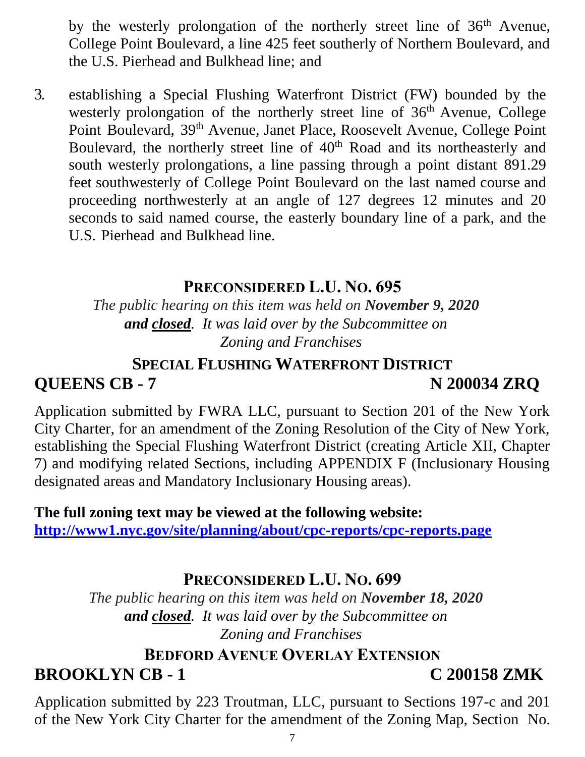by the westerly prolongation of the northerly street line of 36th Avenue, College Point Boulevard, a line 425 feet southerly of Northern Boulevard, and the U.S. Pierhead and Bulkhead line; and

3. establishing a Special Flushing Waterfront District (FW) bounded by the westerly prolongation of the northerly street line of 36th Avenue, College Point Boulevard, 39th Avenue, Janet Place, Roosevelt Avenue, College Point Boulevard, the northerly street line of 40th Road and its northeasterly and south westerly prolongations, a line passing through a point distant 891.29 feet southwesterly of College Point Boulevard on the last named course and proceeding northwesterly at an angle of 127 degrees 12 minutes and 20 seconds to said named course, the easterly boundary line of a park, and the U.S. Pierhead and Bulkhead line.

## PRECONSIDERED L.U. NO. 695

*The public hearing on this item was held on **November 9, 2020** **and closed**. It was laid over by the Subcommittee on Zoning and Franchises*

### SPECIAL FLUSHING WATERFRONT DISTRICT

**QUEENS CB - 7 N 200034 ZRQ**

Application submitted by FWRA LLC, pursuant to Section 201 of the New York City Charter, for an amendment of the Zoning Resolution of the City of New York, establishing the Special Flushing Waterfront District (creating Article XII, Chapter 7) and modifying related Sections, including APPENDIX F (Inclusionary Housing designated areas and Mandatory Inclusionary Housing areas).

**The full zoning text may be viewed at the following website:**
**http://www1.nyc.gov/site/planning/about/cpc-reports/cpc-reports.page**

## PRECONSIDERED L.U. NO. 699

*The public hearing on this item was held on **November 18, 2020** **and closed**. It was laid over by the Subcommittee on Zoning and Franchises*

### BEDFORD AVENUE OVERLAY EXTENSION

**BROOKLYN CB - 1 C 200158 ZMK**

Application submitted by 223 Troutman, LLC, pursuant to Sections 197-c and 201 of the New York City Charter for the amendment of the Zoning Map, Section No.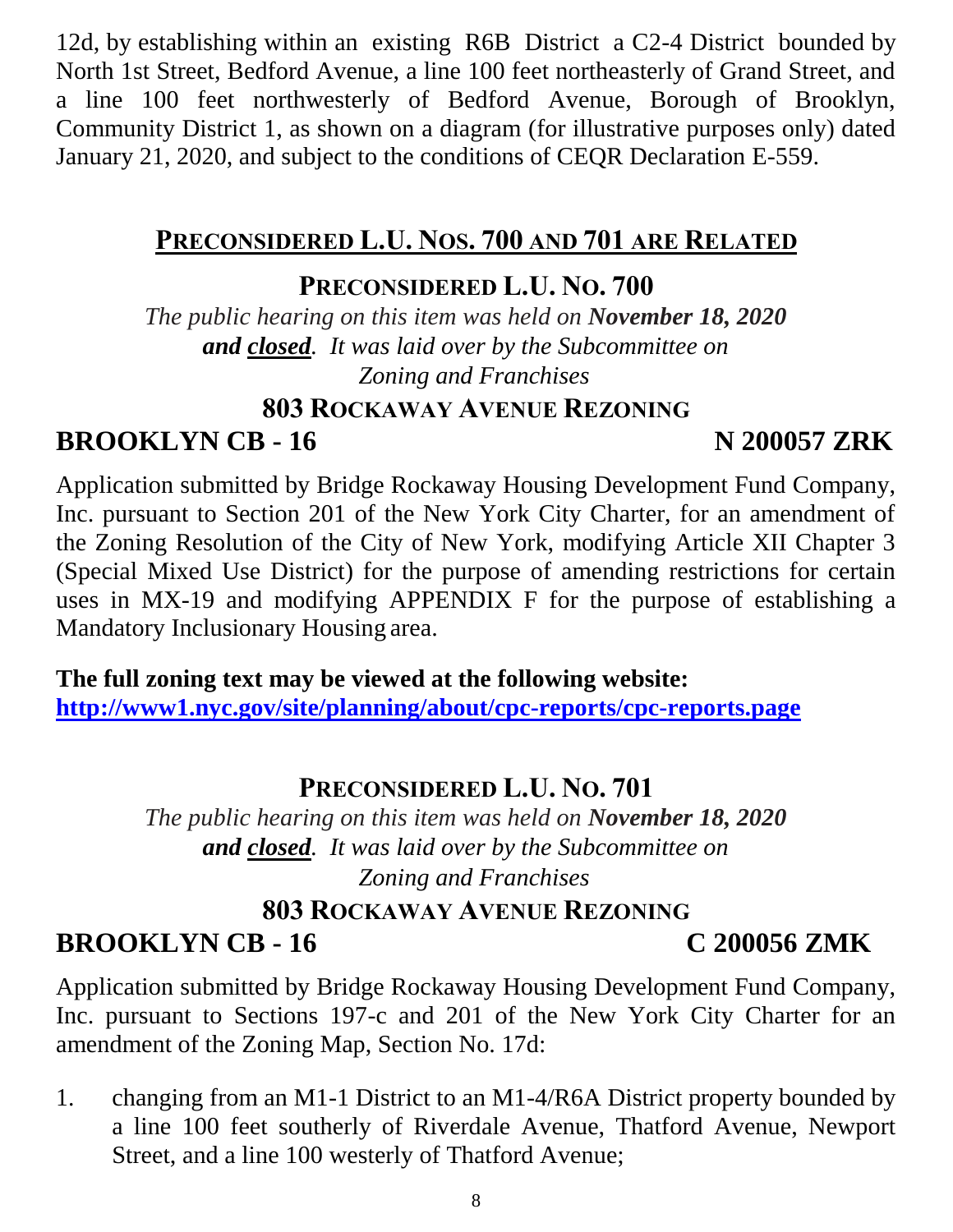12d, by establishing within an existing R6B District a C2-4 District bounded by North 1st Street, Bedford Avenue, a line 100 feet northeasterly of Grand Street, and a line 100 feet northwesterly of Bedford Avenue, Borough of Brooklyn, Community District 1, as shown on a diagram (for illustrative purposes only) dated January 21, 2020, and subject to the conditions of CEQR Declaration E-559.

## PRECONSIDERED L.U. NOS. 700 AND 701 ARE RELATED

### PRECONSIDERED L.U. NO. 700

*The public hearing on this item was held on **November 18, 2020** **and closed**. It was laid over by the Subcommittee on Zoning and Franchises*

### 803 ROCKAWAY AVENUE REZONING

**BROOKLYN CB - 16** **N 200057 ZRK**

Application submitted by Bridge Rockaway Housing Development Fund Company, Inc. pursuant to Section 201 of the New York City Charter, for an amendment of the Zoning Resolution of the City of New York, modifying Article XII Chapter 3 (Special Mixed Use District) for the purpose of amending restrictions for certain uses in MX-19 and modifying APPENDIX F for the purpose of establishing a Mandatory Inclusionary Housing area.

**The full zoning text may be viewed at the following website:**
**http://www1.nyc.gov/site/planning/about/cpc-reports/cpc-reports.page**

### PRECONSIDERED L.U. NO. 701

*The public hearing on this item was held on **November 18, 2020** **and closed**. It was laid over by the Subcommittee on Zoning and Franchises*

### 803 ROCKAWAY AVENUE REZONING

**BROOKLYN CB - 16** **C 200056 ZMK**

Application submitted by Bridge Rockaway Housing Development Fund Company, Inc. pursuant to Sections 197-c and 201 of the New York City Charter for an amendment of the Zoning Map, Section No. 17d:

1. changing from an M1-1 District to an M1-4/R6A District property bounded by a line 100 feet southerly of Riverdale Avenue, Thatford Avenue, Newport Street, and a line 100 westerly of Thatford Avenue;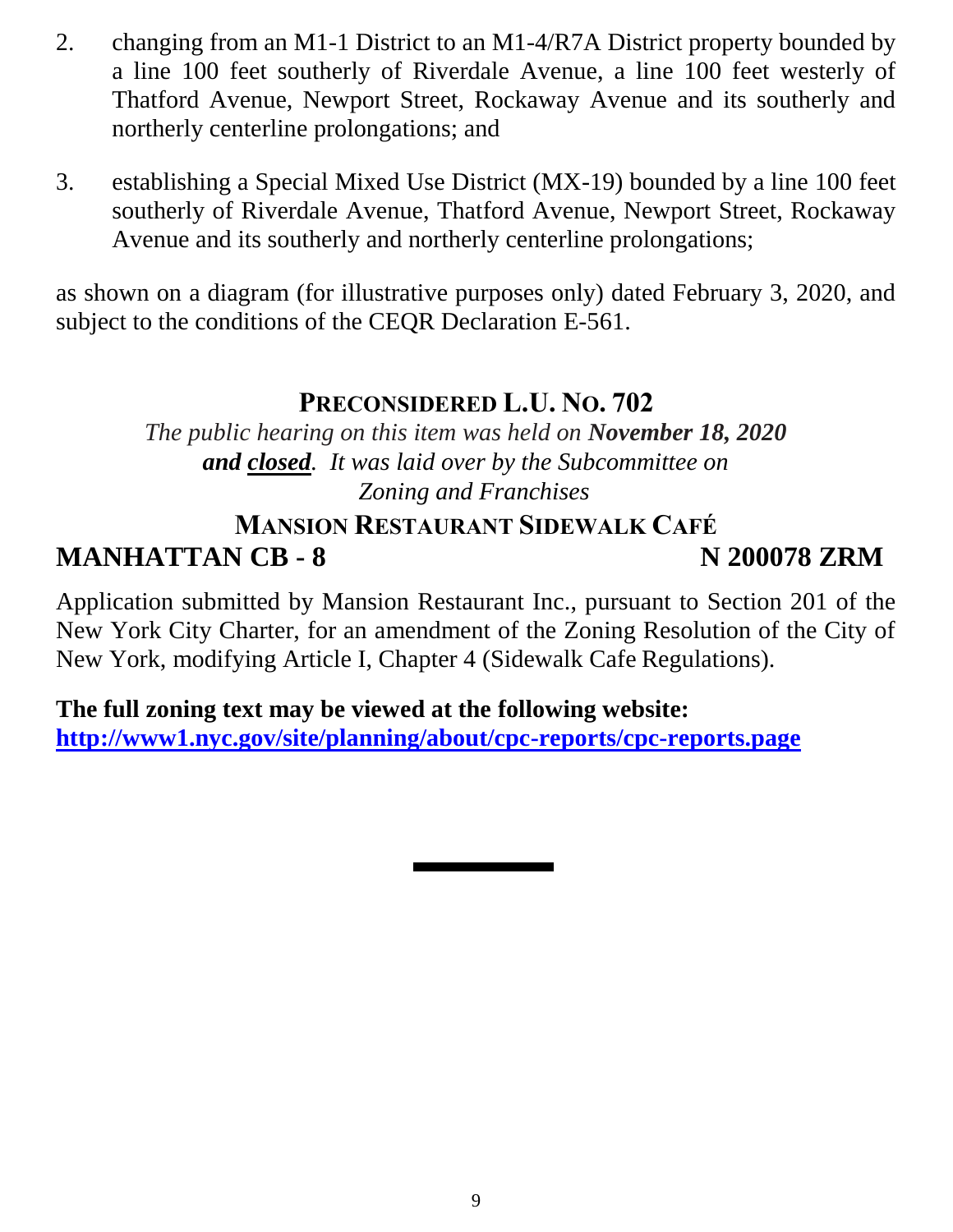2. changing from an M1-1 District to an M1-4/R7A District property bounded by a line 100 feet southerly of Riverdale Avenue, a line 100 feet westerly of Thatford Avenue, Newport Street, Rockaway Avenue and its southerly and northerly centerline prolongations; and

3. establishing a Special Mixed Use District (MX-19) bounded by a line 100 feet southerly of Riverdale Avenue, Thatford Avenue, Newport Street, Rockaway Avenue and its southerly and northerly centerline prolongations;

as shown on a diagram (for illustrative purposes only) dated February 3, 2020, and subject to the conditions of the CEQR Declaration E-561.

## PRECONSIDERED L.U. NO. 702

*The public hearing on this item was held on **November 18, 2020 and closed**. It was laid over by the Subcommittee on Zoning and Franchises*

### MANSION RESTAURANT SIDEWALK CAFÉ

**MANHATTAN CB - 8** **N 200078 ZRM**

Application submitted by Mansion Restaurant Inc., pursuant to Section 201 of the New York City Charter, for an amendment of the Zoning Resolution of the City of New York, modifying Article I, Chapter 4 (Sidewalk Cafe Regulations).

**The full zoning text may be viewed at the following website:**
**http://www1.nyc.gov/site/planning/about/cpc-reports/cpc-reports.page**